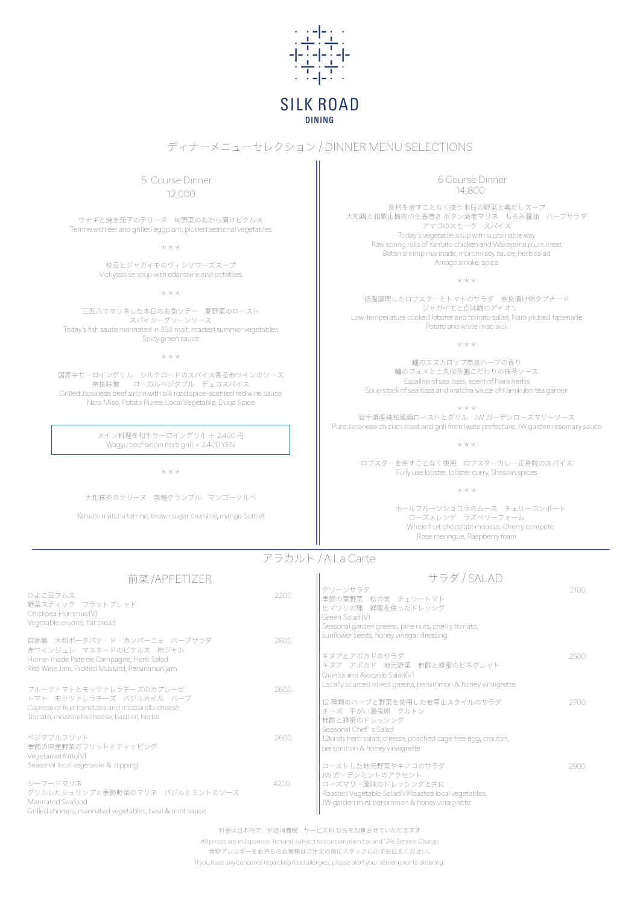# SILK ROAD

DINING

## ディナーメニューセレクション / DINNER MENU SELECTIONS

### 5 Course Dinner

12,000

ウナギと焼き茄子のテリーヌ　旬野菜のおから漬けピクルス
Terrine with eel and grilled eggplant, pickled seasonal vegetables

＊＊＊

枝豆とジャガイモのヴィシソワーズスープ
Vichyssoise soup with edamame and potatoes

＊＊＊

三五八でマリネした本日のお魚ソテー　夏野菜のロースト
スパイシーグリーンソース
Today's fish saute marinated in 358 malt, roasted summer vegetables
Spicy green sauce

＊＊＊

国産牛サーロイングリル　シルクロードのスパイス香る赤ワインのソース
奈良味噌　　ローカルベジタブル　デュカスパイス
Grilled Japanese beef sirloin with silk road spice-scented red wine sauce
Nara Miso, Potato Puree, Local Vegetable, Duqa Spice

メイン料理を和牛サーロイングリル + 2,400 円
Wagyu beef sirloin herb grill + 2,400 YEN

＊＊＊

大和抹茶のテリーヌ　黒糖クランブル　マンゴーソルベ

Yamato matcha terrine, brown sugar crumble, mango Sorbet

### 6 Course Dinner

14,800

食材を余すことなく使う本日の野菜と鶏だしスープ
大和鶏と和歌山梅肉の生春巻き ボタン海老マリネ　もろみ醤油　ハーブサラダ
アマゴのスモーク　スパイス
Today's vegetable soup with sustainable way
Raw spring rolls of Yamato chicken and Wakayama plum meat
Botan shrimp marinade, moromi soy sauce, herb salad
Amago smoke, spice

＊＊＊

低温調理したロブスターとトマトのサラダ　奈良漬け物タプナード
ジャガイモと白味噌のアイオリ
Low-temperature cooked lobster and tomato salad, Nara pickled tapenade
Potato and white miso aioli

＊＊＊

鱸のエスカロップ奈良ハーブの香り
鱸のフュメと上久保茶園こだわりの抹茶ソース
Escallop of sea bass, scent of Nara herbs
Soup stock of sea bass and matcha sauce of Kamikubo tea garden

＊＊＊

岩手県産純和風鶏ローストとグリル　JW ガーデンローズマリーソース
Pure Japanese chicken roast and grill from Iwate prefecture, JW garden rosemary sauce

＊＊＊

ロブスターを余すことなく使用　ロブスターカレー正倉院のスパイス
Fully use lobster, lobster curry, Shosoin spices

＊＊＊

ホールフルーツショコラのムース　チェリーコンポート
ローズメレンゲ　ラズベリーフォーム
Whole fruit chocolate mousse, Cherry compote
Rose meringue, Raspberry foam

## アラカルト / A La Carte

### 前菜 /APPETIZER

ひよこ豆フムス — 2200
野菜スティック　フラットブレッド
Chickpea Hummus (V)
Vegetable crudité, flat bread

自家製　大和ポークパテ・ド・カンパーニュ　ハーブサラダ — 2800
赤ワインジュレ　マスタードのピクルス　柿ジャム
Home- made Pate de Campagne, Herb Salad
Red Wine Jam, Pickled Mustard, Persimmon jam

フルーツトマトとモッツァレラチーズのカプレーゼ — 2600
トマト　モッツァレラチーズ　バジルオイル　ハーブ
Caprese of fruit tomatoes and mozzarella cheese
Tomato, mozzarella cheese, basil oil, herbs

ベジタブルフリット — 2600
季節の県産野菜のフリットとディッピング
Vegetarian fritto(V)
Seasonal local vegetable & dipping

シーフードマリネ — 4200
グリルしたシュリンプと季節野菜のマリネ　バジルとミントのソース
Marinated Seafood
Grilled shrimps, marinated vegetables, basil & mint sauce

### サラダ / SALAD

グリーンサラダ — 2100
季節の葉野菜　松の実　チェリートマト
ヒマワリの種　蜂蜜を使ったドレッシグ
Green Salad (V)
Seasonal garden greens, pine nuts, cherry tomato,
sunflower seeds, honey vinegar dressing

キヌアとアボカドのサラダ — 2500
キヌア　アボカド　地元野菜　柿酢と蜂蜜のビネグレット
Quinoa and Avocado Salad(V)
Locally sourced mixed greens, persimmon & honey vinaigrette

12 種類のハーブと野菜を使用した若草山スタイルのサラダ — 2700
チーズ　平がい温泉卵　クルトン
柿酢と蜂蜜のドレッシング
Seasonal Chef' s Salad
12kinds herb salad, cheese, poached cage free egg, crouton,
persimmon & honey vinaigrette

ローストした地元野菜やキノコのサラダ — 2900
JW ガーデンミントのアクセント
ローズマリー風味のドレッシングと共に
Roasted Vegetable Salad(V)Roasted local vegetables,
JW garden mint persimmon & honey vinaigrette

料金は日本円で、別途消費税・サービス料 12%を加算させていただきます
All prices are in Japanese Yen and subject to consumption tax and 12% Service Charge
食物アレルギーをお持ちのお客様はご注文の前にスタッフに必ずお伝えください。
If you have any concerns regarding food allergies, please alert your server prior to ordering.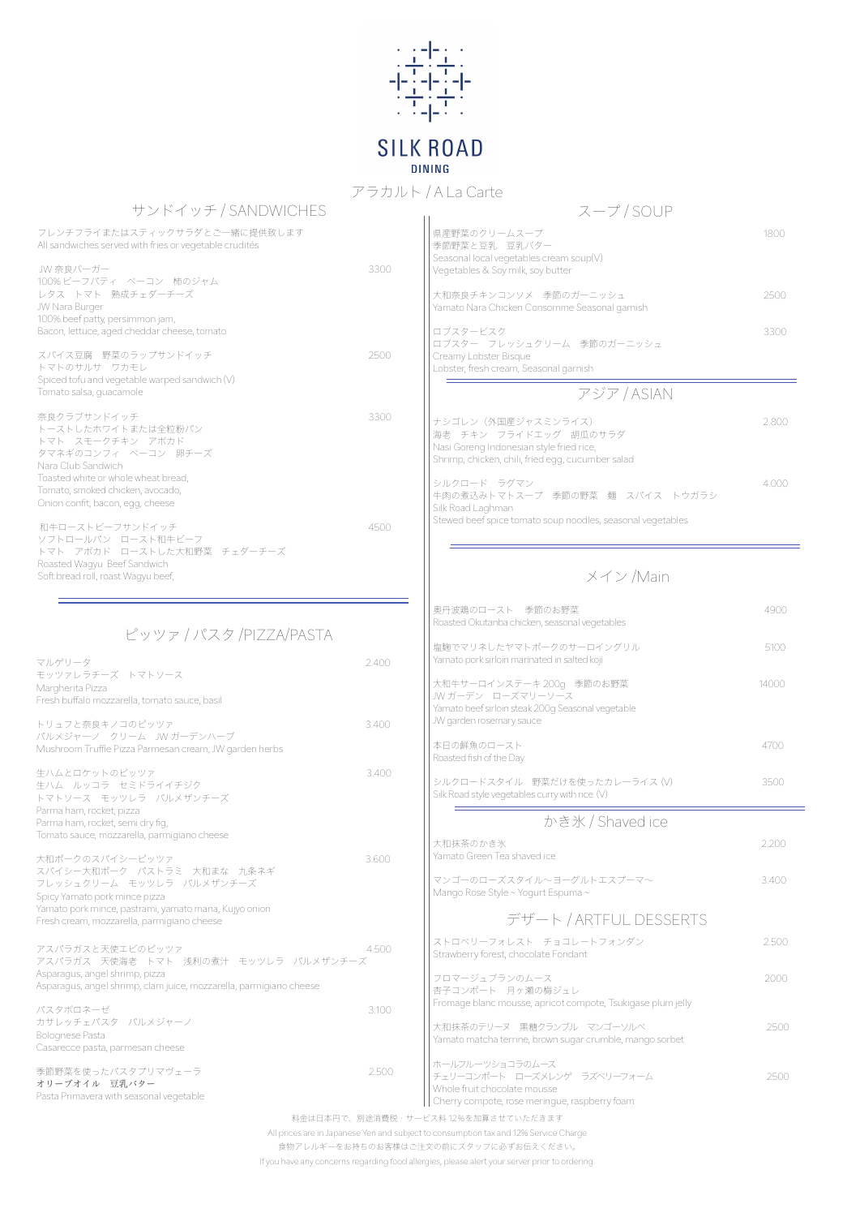# SILK ROAD
DINING

アラカルト / A La Carte

## サンドイッチ / SANDWICHES

フレンチフライまたはスティックサラダとご一緒に提供致します
All sandwiches served with fries or vegetable crudités

JW 奈良バーガー 3300
100% ビーフパティ ベーコン 柿のジャム
レタス トマト 熟成チェダーチーズ
JW Nara Burger
100% beef patty, persimmon jam,
Bacon, lettuce, aged cheddar cheese, tomato

スパイス豆腐 野菜のラップサンドイッチ 2500
トマトのサルサ ワカモレ
Spiced tofu and vegetable warped sandwich (V)
Tomato salsa, guacamole

奈良クラブサンドイッチ 3300
トーストしたホワイトまたは全粒粉パン
トマト スモークチキン アボカド
タマネギのコンフィ ベーコン 卵チーズ
Nara Club Sandwich
Toasted white or whole wheat bread,
Tomato, smoked chicken, avocado,
Onion confit, bacon, egg, cheese

和牛ローストビーフサンドイッチ 4500
ソフトロールパン ロースト和牛ビーフ
トマト アボカド ローストした大和野菜 チェダーチーズ
Roasted Wagyu Beef Sandwich
Soft bread roll, roast Wagyu beef,

## ピッツァ / パスタ /PIZZA/PASTA

マルゲリータ 2.400
モッツァレラチーズ トマトソース
Margherita Pizza
Fresh buffalo mozzarella, tomato sauce, basil

トリュフと奈良キノコのピッツァ 3.400
パルメジャーノ クリーム JW ガーデンハーブ
Mushroom Truffle Pizza Parmesan cream, JW garden herbs

生ハムとロケットのピッツァ 3.400
生ハム ルッコラ セミドライイチジク
トマトソース モッツレラ パルメザンチーズ
Parma ham, rocket, pizza
Parma ham, rocket, semi dry fig,
Tomato sauce, mozzarella, parmigiano cheese

大和ポークのスパイシーピッツァ 3.600
スパイシー大和ポーク パストラミ 大和まな 九条ネギ
フレッシュクリーム モッツレラ パルメザンチーズ
Spicy Yamato pork mince pizza
Yamato pork mince, pastrami, yamato mana, Kujyo onion
Fresh cream, mozzarella, parmigiano cheese

アスパラガスと天使エビのピッツァ 4.500
アスパラガス 天使海老 トマト 浅利の煮汁 モッツレラ パルメザンチーズ
Asparagus, angel shrimp, pizza
Asparagus, angel shrimp, clam juice, mozzarella, parmigiano cheese

パスタボロネーゼ 3.100
カサレッチェパスタ パルメジャーノ
Bolognese Pasta
Casarecce pasta, parmesan cheese

季節野菜を使ったパスタプリマヴェーラ 2.500
オリーブオイル 豆乳バター
Pasta Primavera with seasonal vegetable

## スープ / SOUP

県産野菜のクリームスープ 1800
季節野菜と豆乳 豆乳バター
Seasonal local vegetables cream soup(V)
Vegetables & Soy milk, soy butter

大和奈良チキンコンソメ 季節のガーニッシュ 2500
Yamato Nara Chicken Consomme Seasonal garnish

ロブスタービスク 3300
ロブスター フレッシュクリーム 季節のガーニッシュ
Creamy Lobster Bisque
Lobster, fresh cream, Seasonal garnish

## アジア / ASIAN

ナシゴレン（外国産ジャスミンライス） 2.800
海老 チキン フライドエッグ 胡瓜のサラダ
Nasi Goreng Indonesian style fried rice,
Shrimp, chicken, chili, fried egg, cucumber salad

シルクロード ラグマン 4.000
牛肉の煮込みトマトスープ 季節の野菜 麺 スパイス トウガラシ
Silk Road Laghman
Stewed beef spice tomato soup noodles, seasonal vegetables

## メイン /Main

奥丹波鶏のロースト 季節のお野菜 4900
Roasted Okutanba chicken, seasonal vegetables

塩麹でマリネしたヤマトポークのサーロイングリル 5100
Yamato pork sirloin marinated in salted koji

大和牛サーロインステーキ 200g 季節のお野菜 14000
JW ガーデン ローズマリーソース
Yamato beef sirloin steak 200g Seasonal vegetable
JW garden rosemary sauce

本日の鮮魚のロースト 4700
Roasted fish of the Day

シルクロードスタイル 野菜だけを使ったカレーライス (V) 3500
Silk Road style vegetables curry with rice (V)

## かき氷 / Shaved ice

大和抹茶のかき氷 2.200
Yamato Green Tea shaved ice

マンゴーのローズスタイル～ヨーグルトエスプーマ～ 3.400
Mango Rose Style ~ Yogurt Espuma ~

## デザート / ARTFUL DESSERTS

ストロベリーフォレスト チョコレートフォンダン 2.500
Strawberry forest, chocolate Fondant

フロマージュブランのムース 2000
杏子コンポート 月ヶ瀬の梅ジュレ
Fromage blanc mousse, apricot compote, Tsukigase plum jelly

大和抹茶のテリーヌ 黒糖クランブル マンゴーソルベ 2500
Yamato matcha terrine, brown sugar crumble, mango sorbet

ホールフルーツショコラのムース 2500
チェリーコンポート ローズメレンゲ ラズベリーフォーム
Whole fruit chocolate mousse
Cherry compote, rose meringue, raspberry foam

料金は日本円で、別途消費税・サービス料 12%を加算させていただきます
All prices are in Japanese Yen and subject to consumption tax and 12% Service Charge
食物アレルギーをお持ちのお客様はご注文の前にスタッフに必ずお伝えください。
If you have any concerns regarding food allergies, please alert your server prior to ordering